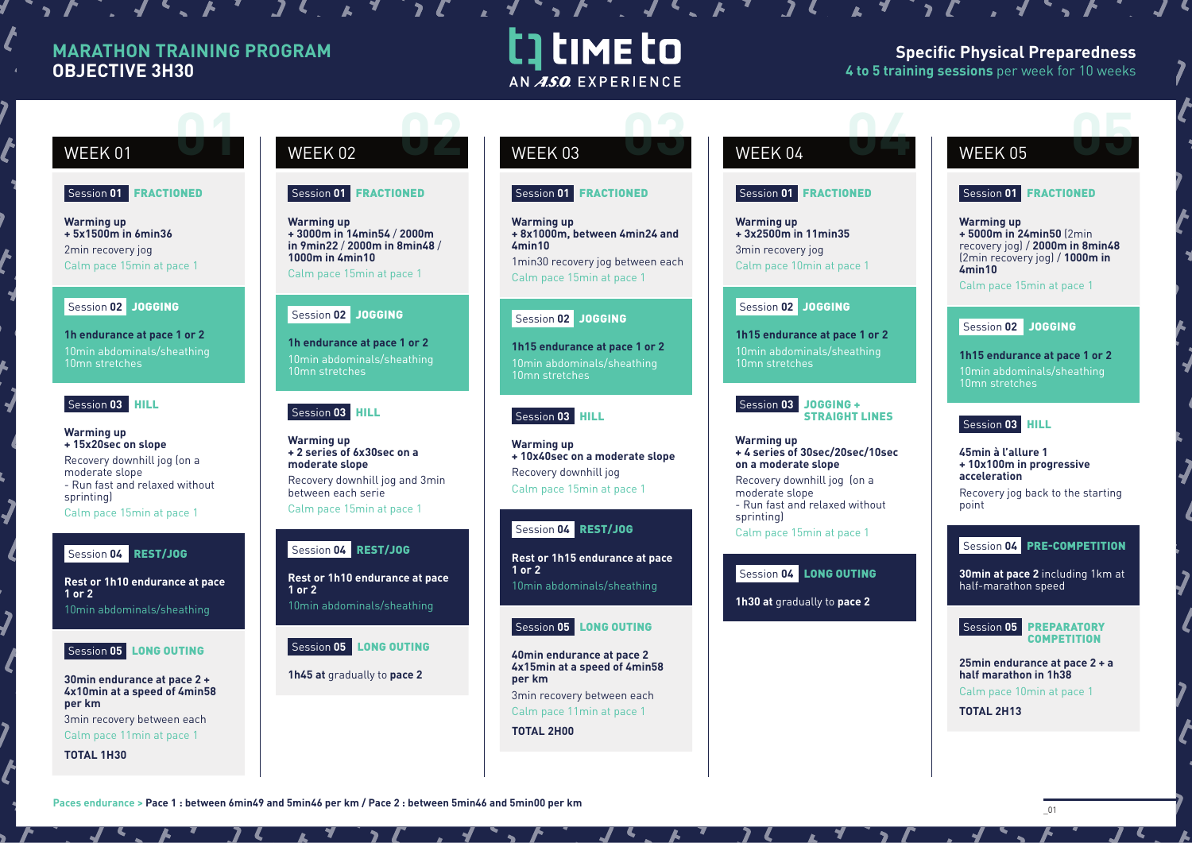# MARATHON TRAINING PROGRAM
## OBJECTIVE 3H30

TIME to
AN A.S.O. EXPERIENCE

**Specific Physical Preparedness**
**4 to 5 training sessions** per week for 10 weeks

## WEEK 01

**Session 01** FRACTIONED

**Warming up**
**+ 5x1500m in 6min36**
2min recovery jog
Calm pace 15min at pace 1

**Session 02** JOGGING

**1h endurance at pace 1 or 2**
10min abdominals/sheathing
10mn stretches

**Session 03** HILL

**Warming up**
**+ 15x20sec on slope**
Recovery downhill jog (on a moderate slope
- Run fast and relaxed without sprinting)
Calm pace 15min at pace 1

**Session 04** REST/JOG

**Rest or 1h10 endurance at pace 1 or 2**
10min abdominals/sheathing

**Session 05** LONG OUTING

**30min endurance at pace 2 + 4x10min at a speed of 4min58 per km**
3min recovery between each
Calm pace 11min at pace 1

**TOTAL 1H30**

## WEEK 02

**Session 01** FRACTIONED

**Warming up**
**+ 3000m in 14min54 / 2000m in 9min22 / 2000m in 8min48 / 1000m in 4min10**
Calm pace 15min at pace 1

**Session 02** JOGGING

**1h endurance at pace 1 or 2**
10min abdominals/sheathing
10mn stretches

**Session 03** HILL

**Warming up**
**+ 2 series of 6x30sec on a moderate slope**
Recovery downhill jog and 3min between each serie
Calm pace 15min at pace 1

**Session 04** REST/JOG

**Rest or 1h10 endurance at pace 1 or 2**
10min abdominals/sheathing

**Session 05** LONG OUTING

**1h45 at** gradually to **pace 2**

## WEEK 03

**Session 01** FRACTIONED

**Warming up**
**+ 8x1000m, between 4min24 and 4min10**
1min30 recovery jog between each
Calm pace 15min at pace 1

**Session 02** JOGGING

**1h15 endurance at pace 1 or 2**
10min abdominals/sheathing
10mn stretches

**Session 03** HILL

**Warming up**
**+ 10x40sec on a moderate slope**
Recovery downhill jog
Calm pace 15min at pace 1

**Session 04** REST/JOG

**Rest or 1h15 endurance at pace 1 or 2**
10min abdominals/sheathing

**Session 05** LONG OUTING

**40min endurance at pace 2 4x15min at a speed of 4min58 per km**
3min recovery between each
Calm pace 11min at pace 1

**TOTAL 2H00**

## WEEK 04

**Session 01** FRACTIONED

**Warming up**
**+ 3x2500m in 11min35**
3min recovery jog
Calm pace 10min at pace 1

**Session 02** JOGGING

**1h15 endurance at pace 1 or 2**
10min abdominals/sheathing
10mn stretches

**Session 03** JOGGING + STRAIGHT LINES

**Warming up**
**+ 4 series of 30sec/20sec/10sec on a moderate slope**
Recovery downhill jog (on a moderate slope
- Run fast and relaxed without sprinting)
Calm pace 15min at pace 1

**Session 04** LONG OUTING

**1h30 at** gradually to **pace 2**

## WEEK 05

**Session 01** FRACTIONED

**Warming up**
**+ 5000m in 24min50** (2min recovery jog) / **2000m in 8min48** (2min recovery jog) / **1000m in 4min10**
Calm pace 15min at pace 1

**Session 02** JOGGING

**1h15 endurance at pace 1 or 2**
10min abdominals/sheathing
10mn stretches

**Session 03** HILL

**45min à l'allure 1**
**+ 10x100m in progressive acceleration**
Recovery jog back to the starting point

**Session 04** PRE-COMPETITION

**30min at pace 2** including 1km at half-marathon speed

**Session 05** PREPARATORY COMPETITION

**25min endurance at pace 2 + a half marathon in 1h38**
Calm pace 10min at pace 1

**TOTAL 2H13**

Paces endurance > **Pace 1 : between 6min49 and 5min46 per km / Pace 2 : between 5min46 and 5min00 per km**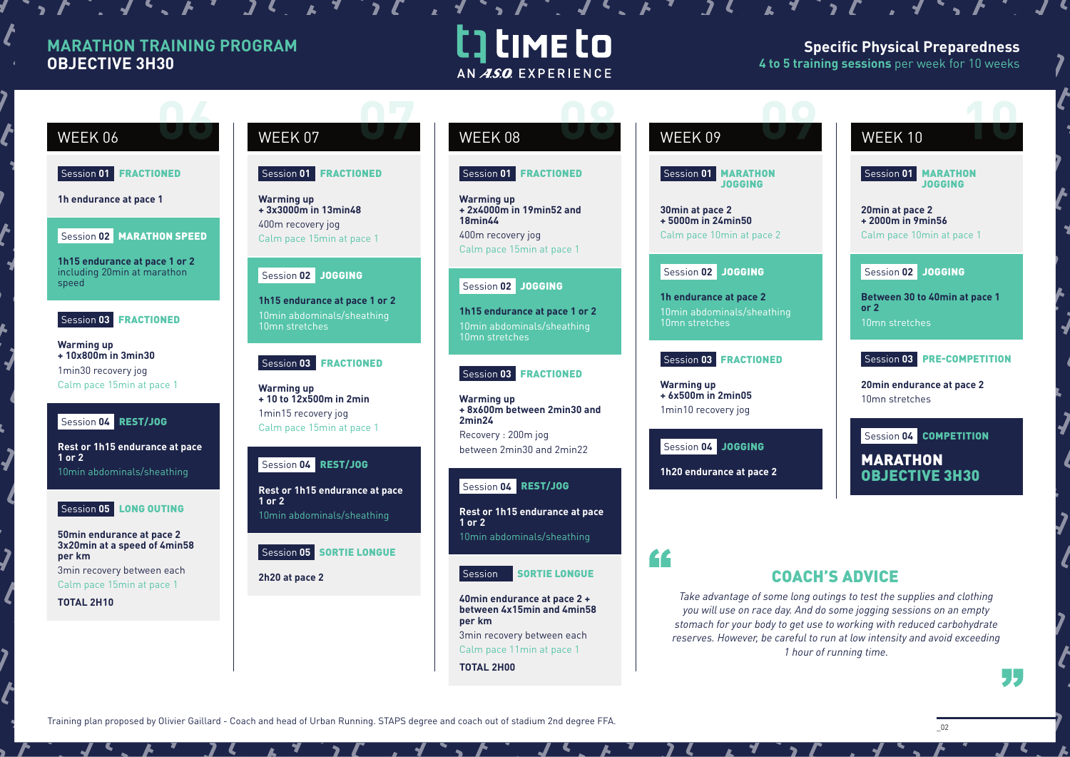# MARATHON TRAINING PROGRAM
## OBJECTIVE 3H30

TIME TO
AN A.S.O. EXPERIENCE

**Specific Physical Preparedness**
**4 to 5 training sessions** per week for 10 weeks

## WEEK 06

**Session 01** FRACTIONED

**1h endurance at pace 1**

**Session 02** MARATHON SPEED

**1h15 endurance at pace 1 or 2** including 20min at marathon speed

**Session 03** FRACTIONED

**Warming up**
**+ 10x800m in 3min30**
1min30 recovery jog
Calm pace 15min at pace 1

**Session 04** REST/JOG

**Rest or 1h15 endurance at pace 1 or 2**
10min abdominals/sheathing

**Session 05** LONG OUTING

**50min endurance at pace 2**
**3x20min at a speed of 4min58 per km**
3min recovery between each
Calm pace 15min at pace 1

**TOTAL 2H10**

## WEEK 07

**Session 01** FRACTIONED

**Warming up**
**+ 3x3000m in 13min48**
400m recovery jog
Calm pace 15min at pace 1

**Session 02** JOGGING

**1h15 endurance at pace 1 or 2**
10min abdominals/sheathing
10mn stretches

**Session 03** FRACTIONED

**Warming up**
**+ 10 to 12x500m in 2min**
1min15 recovery jog
Calm pace 15min at pace 1

**Session 04** REST/JOG

**Rest or 1h15 endurance at pace 1 or 2**
10min abdominals/sheathing

**Session 05** SORTIE LONGUE

**2h20 at pace 2**

## WEEK 08

**Session 01** FRACTIONED

**Warming up**
**+ 2x4000m in 19min52 and 18min44**
400m recovery jog
Calm pace 15min at pace 1

**Session 02** JOGGING

**1h15 endurance at pace 1 or 2**
10min abdominals/sheathing
10mn stretches

**Session 03** FRACTIONED

**Warming up**
**+ 8x600m between 2min30 and 2min24**
Recovery : 200m jog
between 2min30 and 2min22

**Session 04** REST/JOG

**Rest or 1h15 endurance at pace 1 or 2**
10min abdominals/sheathing

**Session** SORTIE LONGUE

**40min endurance at pace 2 + between 4x15min and 4min58 per km**
3min recovery between each
Calm pace 11min at pace 1

**TOTAL 2H00**

## WEEK 09

**Session 01** MARATHON JOGGING

**30min at pace 2**
**+ 5000m in 24min50**
Calm pace 10min at pace 2

**Session 02** JOGGING

**1h endurance at pace 2**
10min abdominals/sheathing
10mn stretches

**Session 03** FRACTIONED

**Warming up**
**+ 6x500m in 2min05**
1min10 recovery jog

**Session 04** JOGGING

**1h20 endurance at pace 2**

## WEEK 10

**Session 01** MARATHON JOGGING

**20min at pace 2**
**+ 2000m in 9min56**
Calm pace 10min at pace 1

**Session 02** JOGGING

**Between 30 to 40min at pace 1 or 2**
10mn stretches

**Session 03** PRE-COMPETITION

**20min endurance at pace 2**
10mn stretches

**Session 04** COMPETITION

**MARATHON OBJECTIVE 3H30**

## COACH'S ADVICE

*Take advantage of some long outings to test the supplies and clothing you will use on race day. And do some jogging sessions on an empty stomach for your body to get use to working with reduced carbohydrate reserves. However, be careful to run at low intensity and avoid exceeding 1 hour of running time.*

Training plan proposed by Olivier Gaillard - Coach and head of Urban Running. STAPS degree and coach out of stadium 2nd degree FFA.